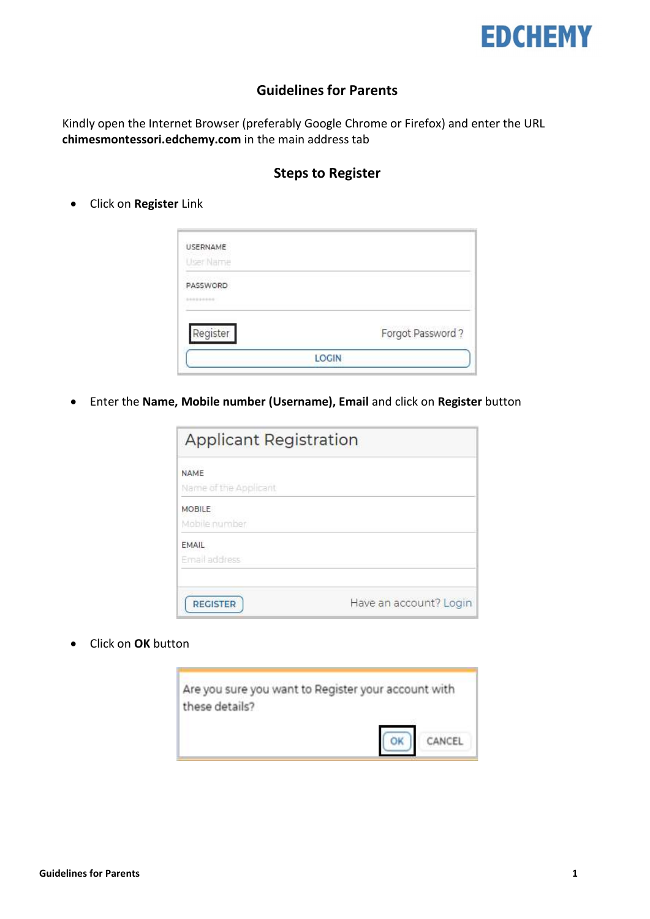# Guidelines for Parents

Kindly open the Internet Browser (preferably Google Chrome or Firefox) and enter the URL **chimesmontessori.edchemy.com** in the main address tab

## Steps to Register

- Click on **Register** Link

- Enter the **Name, Mobile number (Username), Email** and click on **Register** button

- Click on **OK** button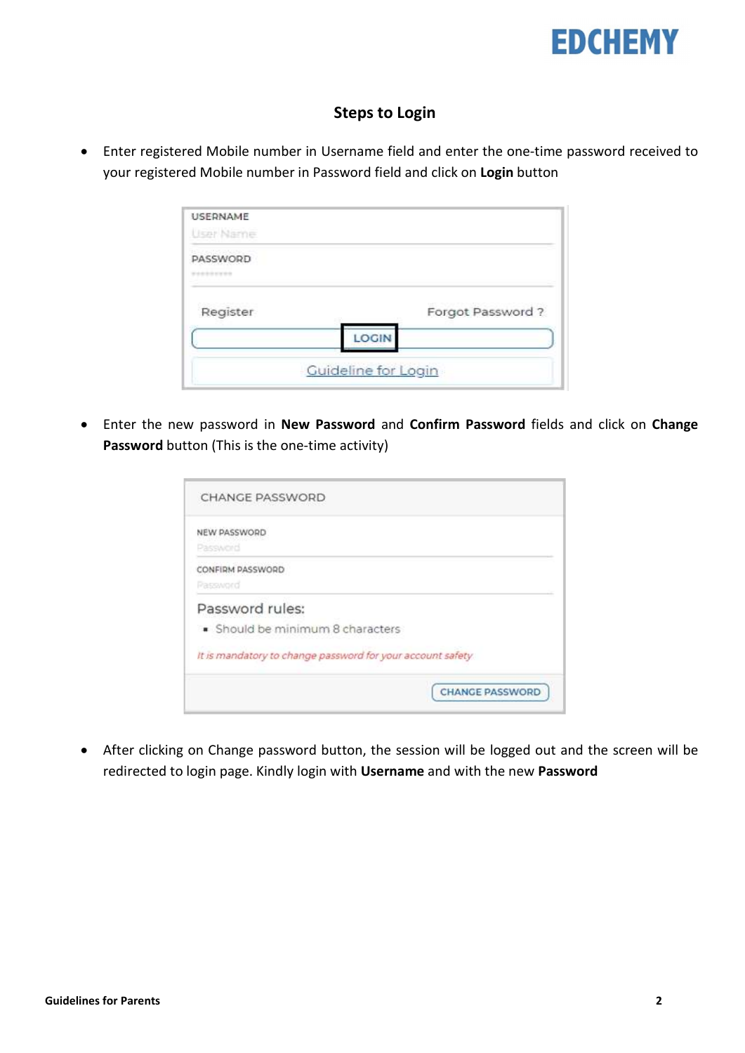## Steps to Login

- Enter registered Mobile number in Username field and enter the one-time password received to your registered Mobile number in Password field and click on **Login** button

USERNAME
User Name
PASSWORD
\*\*\*\*\*\*\*\*\*

Register    Forgot Password ?

LOGIN

Guideline for Login

- Enter the new password in **New Password** and **Confirm Password** fields and click on **Change Password** button (This is the one-time activity)

CHANGE PASSWORD

NEW PASSWORD
Password

CONFIRM PASSWORD
Password

Password rules:

- Should be minimum 8 characters

*It is mandatory to change password for your account safety*

CHANGE PASSWORD

- After clicking on Change password button, the session will be logged out and the screen will be redirected to login page. Kindly login with **Username** and with the new **Password**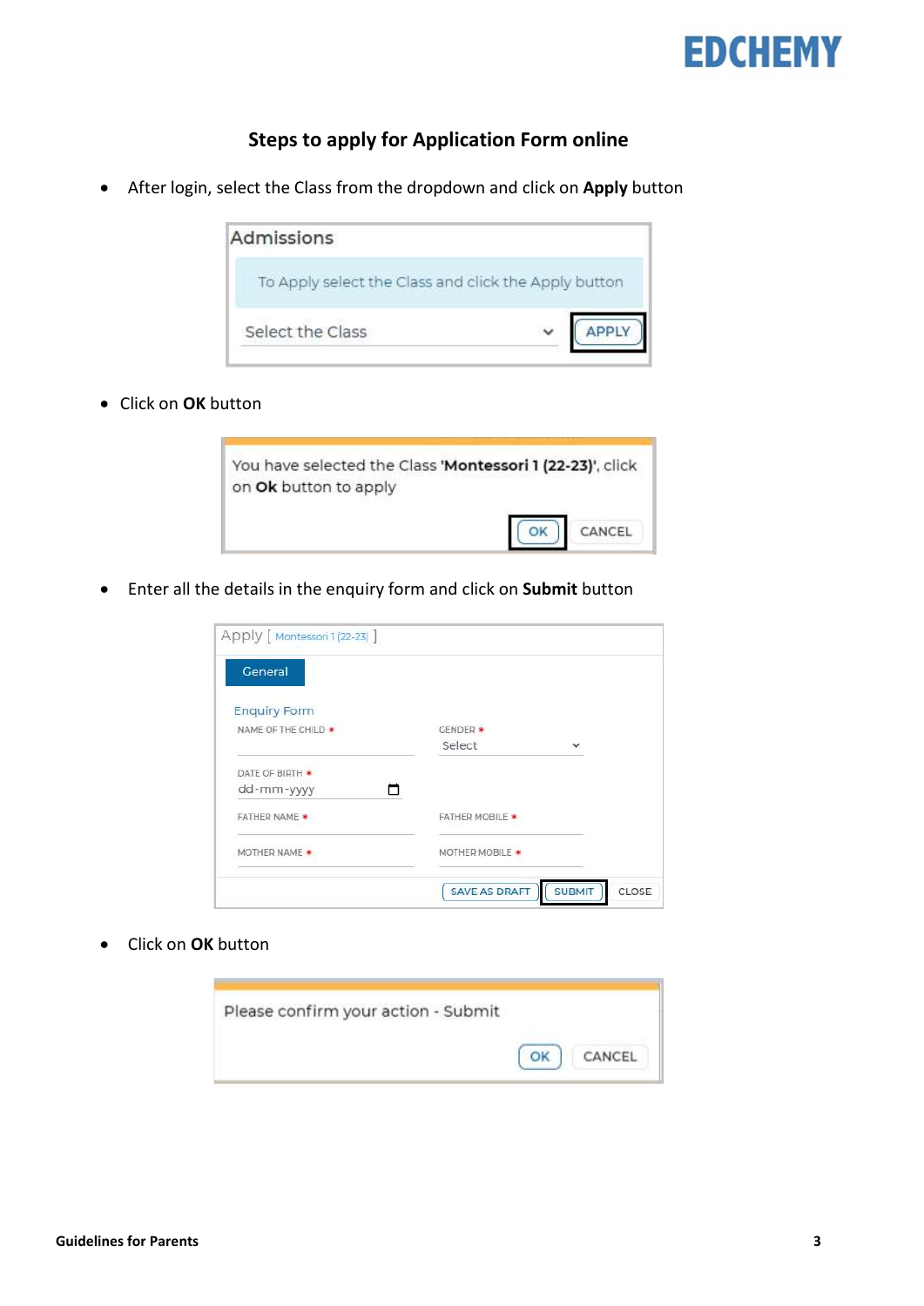## Steps to apply for Application Form online

- After login, select the Class from the dropdown and click on **Apply** button

Admissions

To Apply select the Class and click the Apply button

Select the Class | APPLY

- Click on **OK** button

You have selected the Class **'Montessori 1 (22-23)'**, click on **Ok** button to apply

OK | CANCEL

- Enter all the details in the enquiry form and click on **Submit** button

Apply [ Montessori 1 (22-23) ]

General

Enquiry Form

NAME OF THE CHILD *

GENDER * Select

DATE OF BIRTH * dd-mm-yyyy

FATHER NAME *

FATHER MOBILE *

MOTHER NAME *

MOTHER MOBILE *

SAVE AS DRAFT | SUBMIT | CLOSE

- Click on **OK** button

Please confirm your action - Submit

OK | CANCEL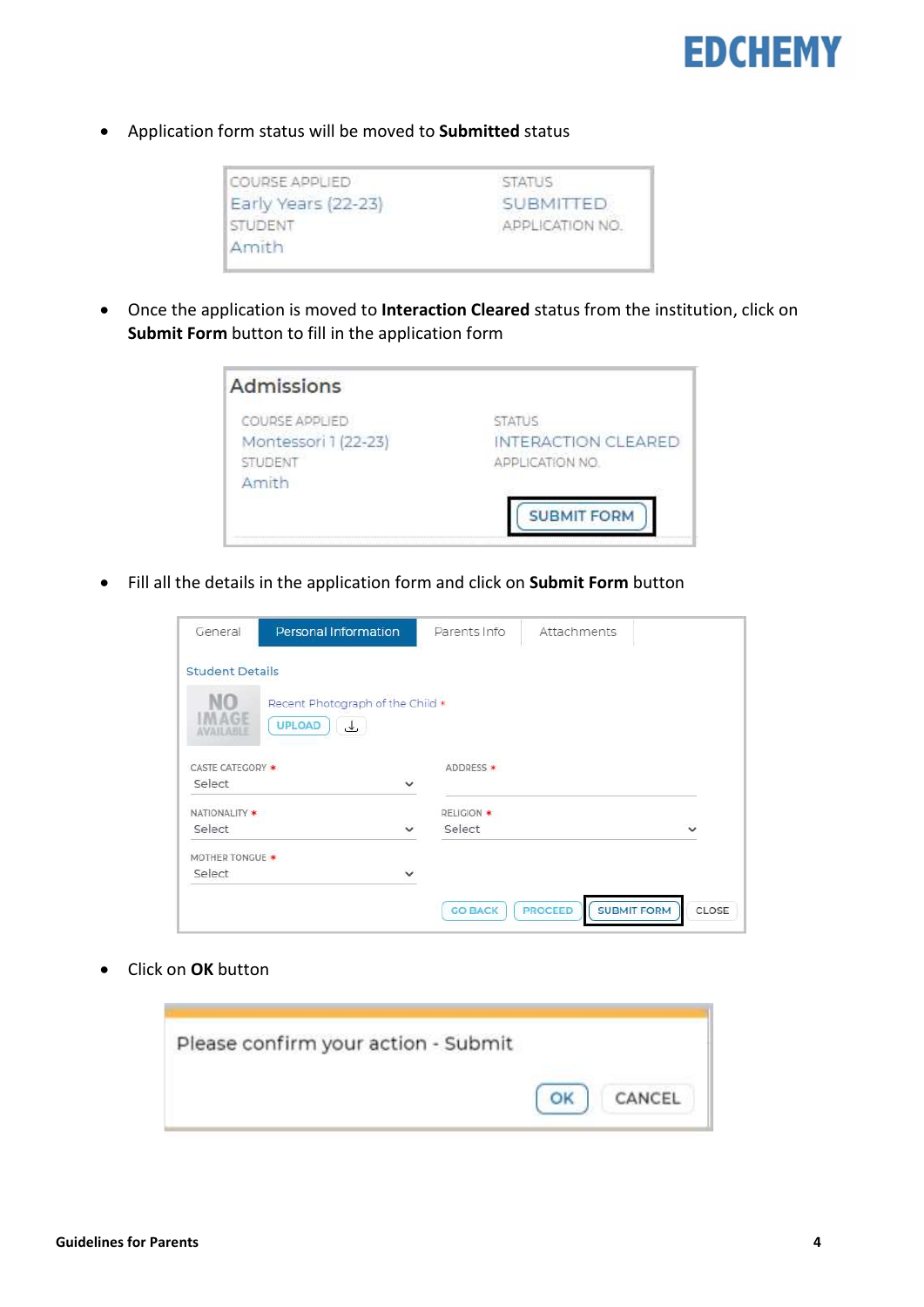- Application form status will be moved to **Submitted** status

COURSE APPLIED
Early Years (22-23)
STUDENT
Amith

STATUS
SUBMITTED
APPLICATION NO.

- Once the application is moved to **Interaction Cleared** status from the institution, click on **Submit Form** button to fill in the application form

Admissions

COURSE APPLIED
Montessori 1 (22-23)
STUDENT
Amith

STATUS
INTERACTION CLEARED
APPLICATION NO.

SUBMIT FORM

- Fill all the details in the application form and click on **Submit Form** button

General | Personal Information | Parents Info | Attachments

Student Details

NO IMAGE AVAILABLE

Recent Photograph of the Child *
UPLOAD

CASTE CATEGORY *
Select

ADDRESS *

NATIONALITY *
Select

RELIGION *
Select

MOTHER TONGUE *
Select

GO BACK | PROCEED | SUBMIT FORM | CLOSE

- Click on **OK** button

Please confirm your action - Submit

OK | CANCEL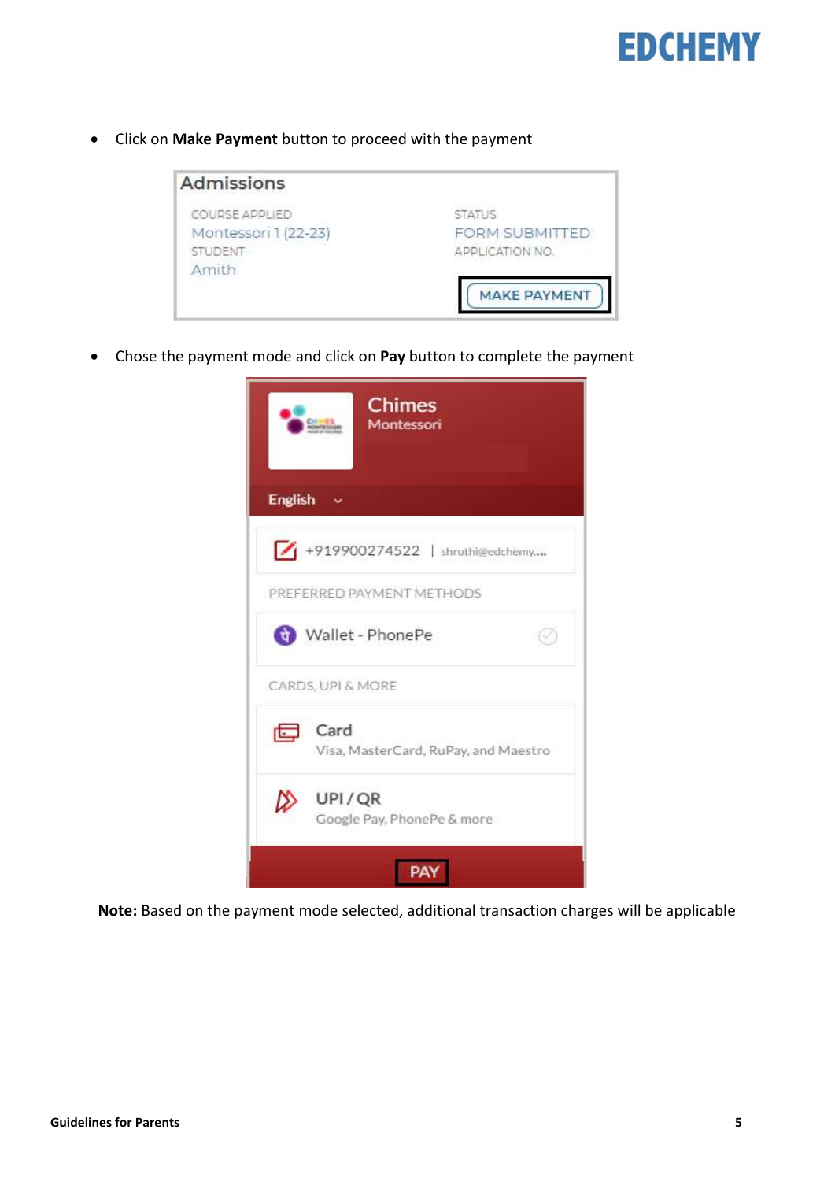- Click on **Make Payment** button to proceed with the payment

- Chose the payment mode and click on **Pay** button to complete the payment

**Note:** Based on the payment mode selected, additional transaction charges will be applicable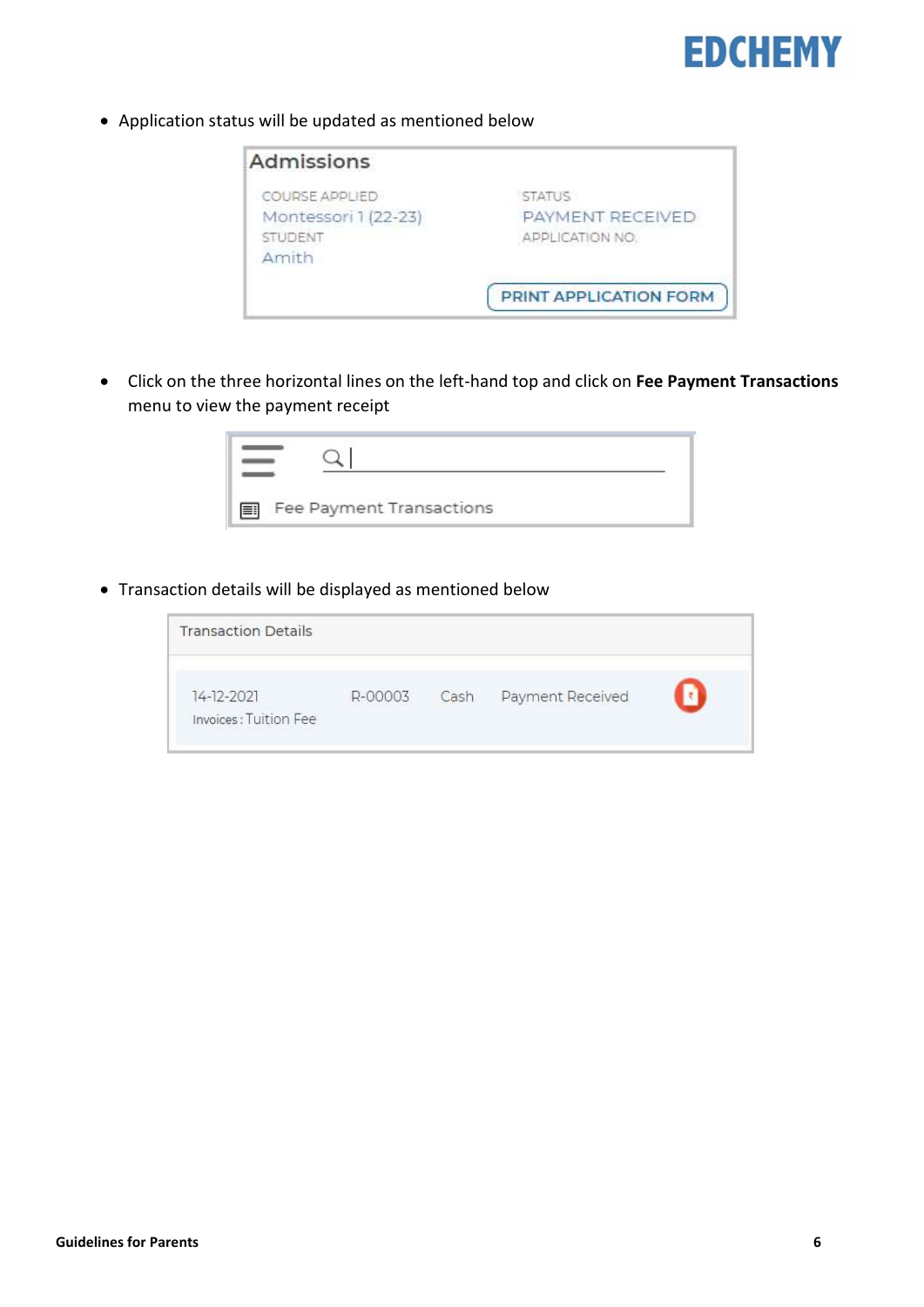- Application status will be updated as mentioned below

Admissions

COURSE APPLIED
Montessori 1 (22-23)
STUDENT
Amith

STATUS
PAYMENT RECEIVED
APPLICATION NO.

PRINT APPLICATION FORM

- Click on the three horizontal lines on the left-hand top and click on **Fee Payment Transactions** menu to view the payment receipt

Fee Payment Transactions

- Transaction details will be displayed as mentioned below

Transaction Details

14-12-2021 R-00003 Cash Payment Received
Invoices : Tuition Fee